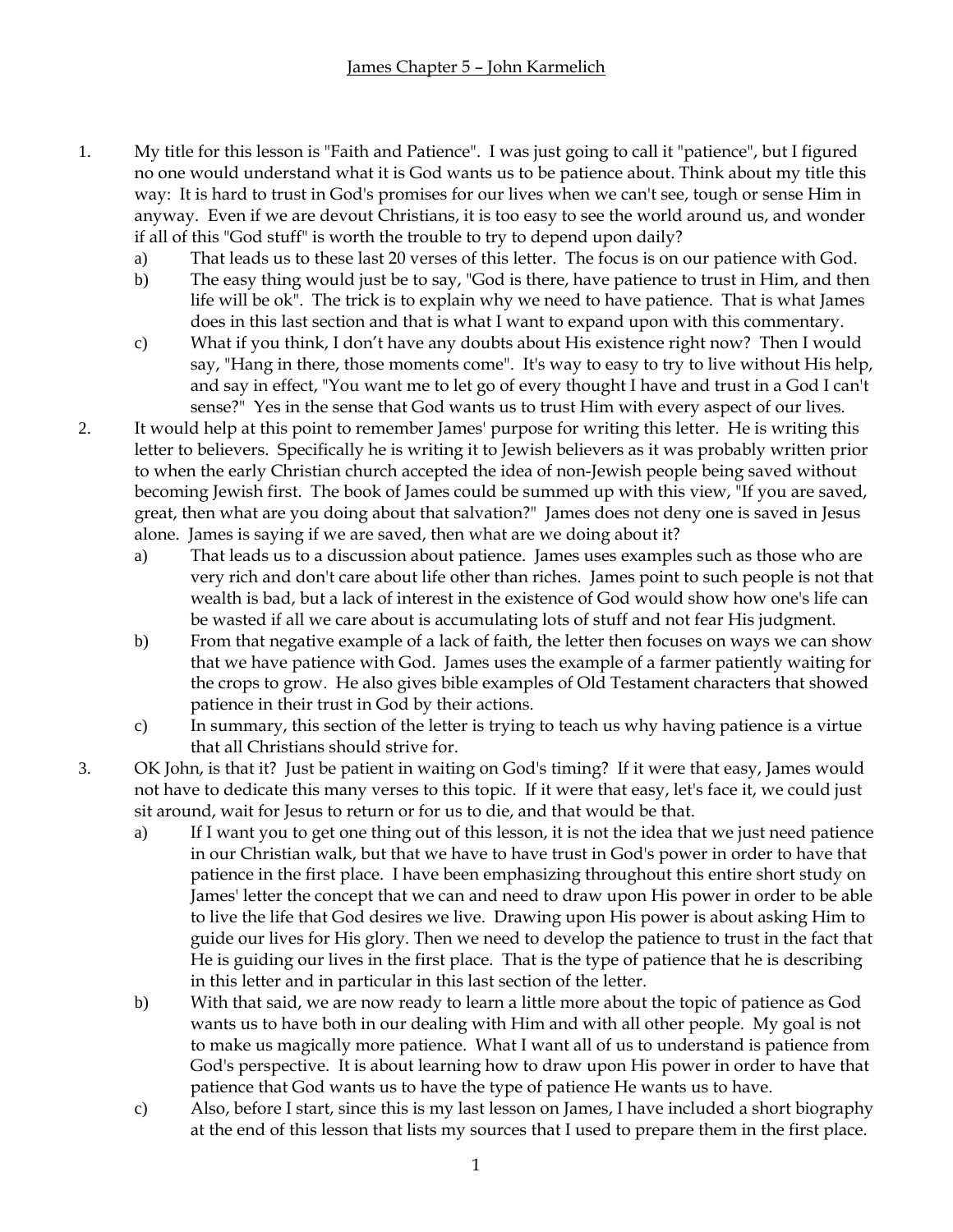James Chapter 5 – John Karmelich

1. My title for this lesson is "Faith and Patience". I was just going to call it "patience", but I figured no one would understand what it is God wants us to be patience about. Think about my title this way: It is hard to trust in God's promises for our lives when we can't see, tough or sense Him in anyway. Even if we are devout Christians, it is too easy to see the world around us, and wonder if all of this "God stuff" is worth the trouble to try to depend upon daily?
   a) That leads us to these last 20 verses of this letter. The focus is on our patience with God.
   b) The easy thing would just be to say, "God is there, have patience to trust in Him, and then life will be ok". The trick is to explain why we need to have patience. That is what James does in this last section and that is what I want to expand upon with this commentary.
   c) What if you think, I don't have any doubts about His existence right now? Then I would say, "Hang in there, those moments come". It's way to easy to try to live without His help, and say in effect, "You want me to let go of every thought I have and trust in a God I can't sense?" Yes in the sense that God wants us to trust Him with every aspect of our lives.
2. It would help at this point to remember James' purpose for writing this letter. He is writing this letter to believers. Specifically he is writing it to Jewish believers as it was probably written prior to when the early Christian church accepted the idea of non-Jewish people being saved without becoming Jewish first. The book of James could be summed up with this view, "If you are saved, great, then what are you doing about that salvation?" James does not deny one is saved in Jesus alone. James is saying if we are saved, then what are we doing about it?
   a) That leads us to a discussion about patience. James uses examples such as those who are very rich and don't care about life other than riches. James point to such people is not that wealth is bad, but a lack of interest in the existence of God would show how one's life can be wasted if all we care about is accumulating lots of stuff and not fear His judgment.
   b) From that negative example of a lack of faith, the letter then focuses on ways we can show that we have patience with God. James uses the example of a farmer patiently waiting for the crops to grow. He also gives bible examples of Old Testament characters that showed patience in their trust in God by their actions.
   c) In summary, this section of the letter is trying to teach us why having patience is a virtue that all Christians should strive for.
3. OK John, is that it? Just be patient in waiting on God's timing? If it were that easy, James would not have to dedicate this many verses to this topic. If it were that easy, let's face it, we could just sit around, wait for Jesus to return or for us to die, and that would be that.
   a) If I want you to get one thing out of this lesson, it is not the idea that we just need patience in our Christian walk, but that we have to have trust in God's power in order to have that patience in the first place. I have been emphasizing throughout this entire short study on James' letter the concept that we can and need to draw upon His power in order to be able to live the life that God desires we live. Drawing upon His power is about asking Him to guide our lives for His glory. Then we need to develop the patience to trust in the fact that He is guiding our lives in the first place. That is the type of patience that he is describing in this letter and in particular in this last section of the letter.
   b) With that said, we are now ready to learn a little more about the topic of patience as God wants us to have both in our dealing with Him and with all other people. My goal is not to make us magically more patience. What I want all of us to understand is patience from God's perspective. It is about learning how to draw upon His power in order to have that patience that God wants us to have the type of patience He wants us to have.
   c) Also, before I start, since this is my last lesson on James, I have included a short biography at the end of this lesson that lists my sources that I used to prepare them in the first place.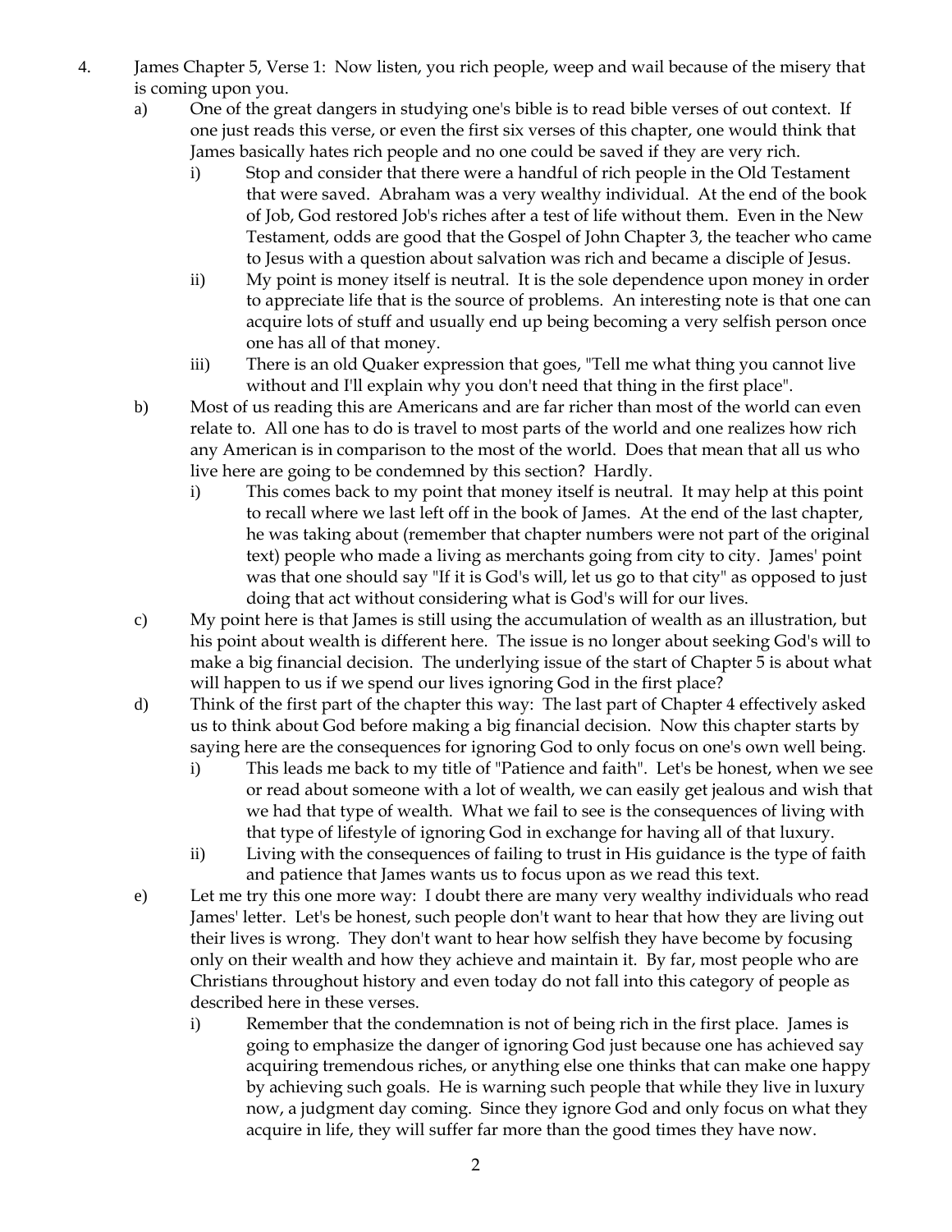4. James Chapter 5, Verse 1: Now listen, you rich people, weep and wail because of the misery that is coming upon you.

   a) One of the great dangers in studying one's bible is to read bible verses of out context. If one just reads this verse, or even the first six verses of this chapter, one would think that James basically hates rich people and no one could be saved if they are very rich.

      i) Stop and consider that there were a handful of rich people in the Old Testament that were saved. Abraham was a very wealthy individual. At the end of the book of Job, God restored Job's riches after a test of life without them. Even in the New Testament, odds are good that the Gospel of John Chapter 3, the teacher who came to Jesus with a question about salvation was rich and became a disciple of Jesus.

      ii) My point is money itself is neutral. It is the sole dependence upon money in order to appreciate life that is the source of problems. An interesting note is that one can acquire lots of stuff and usually end up being becoming a very selfish person once one has all of that money.

      iii) There is an old Quaker expression that goes, "Tell me what thing you cannot live without and I'll explain why you don't need that thing in the first place".

   b) Most of us reading this are Americans and are far richer than most of the world can even relate to. All one has to do is travel to most parts of the world and one realizes how rich any American is in comparison to the most of the world. Does that mean that all us who live here are going to be condemned by this section? Hardly.

      i) This comes back to my point that money itself is neutral. It may help at this point to recall where we last left off in the book of James. At the end of the last chapter, he was taking about (remember that chapter numbers were not part of the original text) people who made a living as merchants going from city to city. James' point was that one should say "If it is God's will, let us go to that city" as opposed to just doing that act without considering what is God's will for our lives.

   c) My point here is that James is still using the accumulation of wealth as an illustration, but his point about wealth is different here. The issue is no longer about seeking God's will to make a big financial decision. The underlying issue of the start of Chapter 5 is about what will happen to us if we spend our lives ignoring God in the first place?

   d) Think of the first part of the chapter this way: The last part of Chapter 4 effectively asked us to think about God before making a big financial decision. Now this chapter starts by saying here are the consequences for ignoring God to only focus on one's own well being.

      i) This leads me back to my title of "Patience and faith". Let's be honest, when we see or read about someone with a lot of wealth, we can easily get jealous and wish that we had that type of wealth. What we fail to see is the consequences of living with that type of lifestyle of ignoring God in exchange for having all of that luxury.

      ii) Living with the consequences of failing to trust in His guidance is the type of faith and patience that James wants us to focus upon as we read this text.

   e) Let me try this one more way: I doubt there are many very wealthy individuals who read James' letter. Let's be honest, such people don't want to hear that how they are living out their lives is wrong. They don't want to hear how selfish they have become by focusing only on their wealth and how they achieve and maintain it. By far, most people who are Christians throughout history and even today do not fall into this category of people as described here in these verses.

      i) Remember that the condemnation is not of being rich in the first place. James is going to emphasize the danger of ignoring God just because one has achieved say acquiring tremendous riches, or anything else one thinks that can make one happy by achieving such goals. He is warning such people that while they live in luxury now, a judgment day coming. Since they ignore God and only focus on what they acquire in life, they will suffer far more than the good times they have now.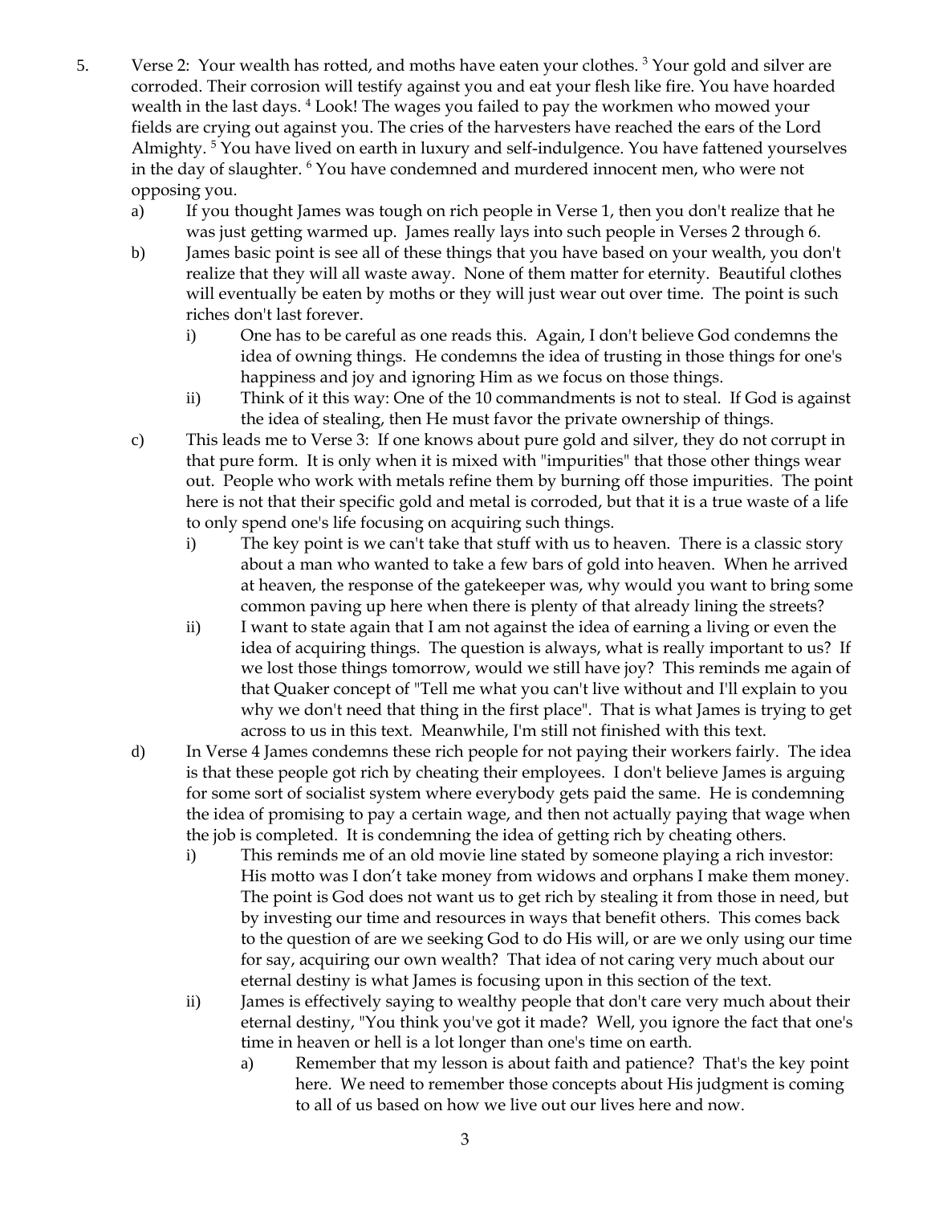5. Verse 2: Your wealth has rotted, and moths have eaten your clothes. [3] Your gold and silver are corroded. Their corrosion will testify against you and eat your flesh like fire. You have hoarded wealth in the last days. [4] Look! The wages you failed to pay the workmen who mowed your fields are crying out against you. The cries of the harvesters have reached the ears of the Lord Almighty. [5] You have lived on earth in luxury and self-indulgence. You have fattened yourselves in the day of slaughter. [6] You have condemned and murdered innocent men, who were not opposing you.

   a) If you thought James was tough on rich people in Verse 1, then you don't realize that he was just getting warmed up. James really lays into such people in Verses 2 through 6.

   b) James basic point is see all of these things that you have based on your wealth, you don't realize that they will all waste away. None of them matter for eternity. Beautiful clothes will eventually be eaten by moths or they will just wear out over time. The point is such riches don't last forever.

      i) One has to be careful as one reads this. Again, I don't believe God condemns the idea of owning things. He condemns the idea of trusting in those things for one's happiness and joy and ignoring Him as we focus on those things.

      ii) Think of it this way: One of the 10 commandments is not to steal. If God is against the idea of stealing, then He must favor the private ownership of things.

   c) This leads me to Verse 3: If one knows about pure gold and silver, they do not corrupt in that pure form. It is only when it is mixed with "impurities" that those other things wear out. People who work with metals refine them by burning off those impurities. The point here is not that their specific gold and metal is corroded, but that it is a true waste of a life to only spend one's life focusing on acquiring such things.

      i) The key point is we can't take that stuff with us to heaven. There is a classic story about a man who wanted to take a few bars of gold into heaven. When he arrived at heaven, the response of the gatekeeper was, why would you want to bring some common paving up here when there is plenty of that already lining the streets?

      ii) I want to state again that I am not against the idea of earning a living or even the idea of acquiring things. The question is always, what is really important to us? If we lost those things tomorrow, would we still have joy? This reminds me again of that Quaker concept of "Tell me what you can't live without and I'll explain to you why we don't need that thing in the first place". That is what James is trying to get across to us in this text. Meanwhile, I'm still not finished with this text.

   d) In Verse 4 James condemns these rich people for not paying their workers fairly. The idea is that these people got rich by cheating their employees. I don't believe James is arguing for some sort of socialist system where everybody gets paid the same. He is condemning the idea of promising to pay a certain wage, and then not actually paying that wage when the job is completed. It is condemning the idea of getting rich by cheating others.

      i) This reminds me of an old movie line stated by someone playing a rich investor: His motto was I don't take money from widows and orphans I make them money. The point is God does not want us to get rich by stealing it from those in need, but by investing our time and resources in ways that benefit others. This comes back to the question of are we seeking God to do His will, or are we only using our time for say, acquiring our own wealth? That idea of not caring very much about our eternal destiny is what James is focusing upon in this section of the text.

      ii) James is effectively saying to wealthy people that don't care very much about their eternal destiny, "You think you've got it made? Well, you ignore the fact that one's time in heaven or hell is a lot longer than one's time on earth.

         a) Remember that my lesson is about faith and patience? That's the key point here. We need to remember those concepts about His judgment is coming to all of us based on how we live out our lives here and now.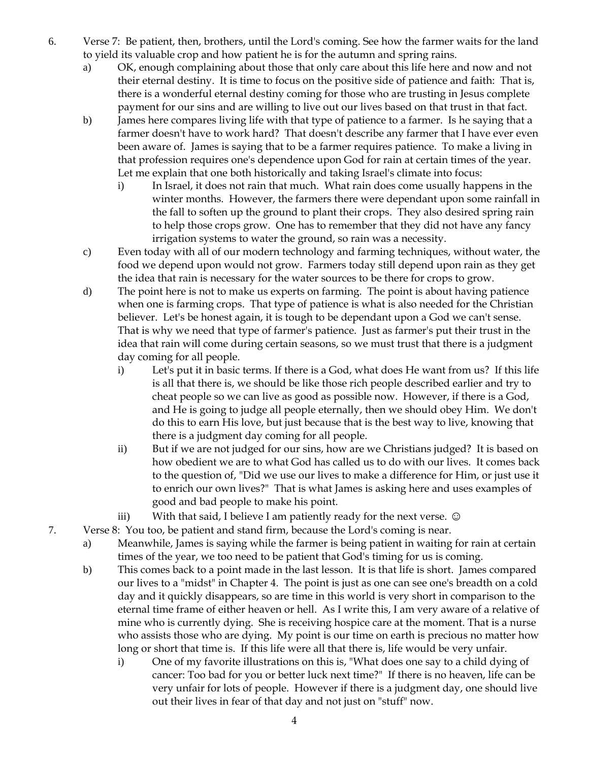6. Verse 7: Be patient, then, brothers, until the Lord's coming. See how the farmer waits for the land to yield its valuable crop and how patient he is for the autumn and spring rains.
   a) OK, enough complaining about those that only care about this life here and now and not their eternal destiny. It is time to focus on the positive side of patience and faith: That is, there is a wonderful eternal destiny coming for those who are trusting in Jesus complete payment for our sins and are willing to live out our lives based on that trust in that fact.
   b) James here compares living life with that type of patience to a farmer. Is he saying that a farmer doesn't have to work hard? That doesn't describe any farmer that I have ever even been aware of. James is saying that to be a farmer requires patience. To make a living in that profession requires one's dependence upon God for rain at certain times of the year. Let me explain that one both historically and taking Israel's climate into focus:
      i) In Israel, it does not rain that much. What rain does come usually happens in the winter months. However, the farmers there were dependant upon some rainfall in the fall to soften up the ground to plant their crops. They also desired spring rain to help those crops grow. One has to remember that they did not have any fancy irrigation systems to water the ground, so rain was a necessity.
   c) Even today with all of our modern technology and farming techniques, without water, the food we depend upon would not grow. Farmers today still depend upon rain as they get the idea that rain is necessary for the water sources to be there for crops to grow.
   d) The point here is not to make us experts on farming. The point is about having patience when one is farming crops. That type of patience is what is also needed for the Christian believer. Let's be honest again, it is tough to be dependant upon a God we can't sense. That is why we need that type of farmer's patience. Just as farmer's put their trust in the idea that rain will come during certain seasons, so we must trust that there is a judgment day coming for all people.
      i) Let's put it in basic terms. If there is a God, what does He want from us? If this life is all that there is, we should be like those rich people described earlier and try to cheat people so we can live as good as possible now. However, if there is a God, and He is going to judge all people eternally, then we should obey Him. We don't do this to earn His love, but just because that is the best way to live, knowing that there is a judgment day coming for all people.
      ii) But if we are not judged for our sins, how are we Christians judged? It is based on how obedient we are to what God has called us to do with our lives. It comes back to the question of, "Did we use our lives to make a difference for Him, or just use it to enrich our own lives?" That is what James is asking here and uses examples of good and bad people to make his point.
      iii) With that said, I believe I am patiently ready for the next verse. ☺
7. Verse 8: You too, be patient and stand firm, because the Lord's coming is near.
   a) Meanwhile, James is saying while the farmer is being patient in waiting for rain at certain times of the year, we too need to be patient that God's timing for us is coming.
   b) This comes back to a point made in the last lesson. It is that life is short. James compared our lives to a "midst" in Chapter 4. The point is just as one can see one's breadth on a cold day and it quickly disappears, so are time in this world is very short in comparison to the eternal time frame of either heaven or hell. As I write this, I am very aware of a relative of mine who is currently dying. She is receiving hospice care at the moment. That is a nurse who assists those who are dying. My point is our time on earth is precious no matter how long or short that time is. If this life were all that there is, life would be very unfair.
      i) One of my favorite illustrations on this is, "What does one say to a child dying of cancer: Too bad for you or better luck next time?" If there is no heaven, life can be very unfair for lots of people. However if there is a judgment day, one should live out their lives in fear of that day and not just on "stuff" now.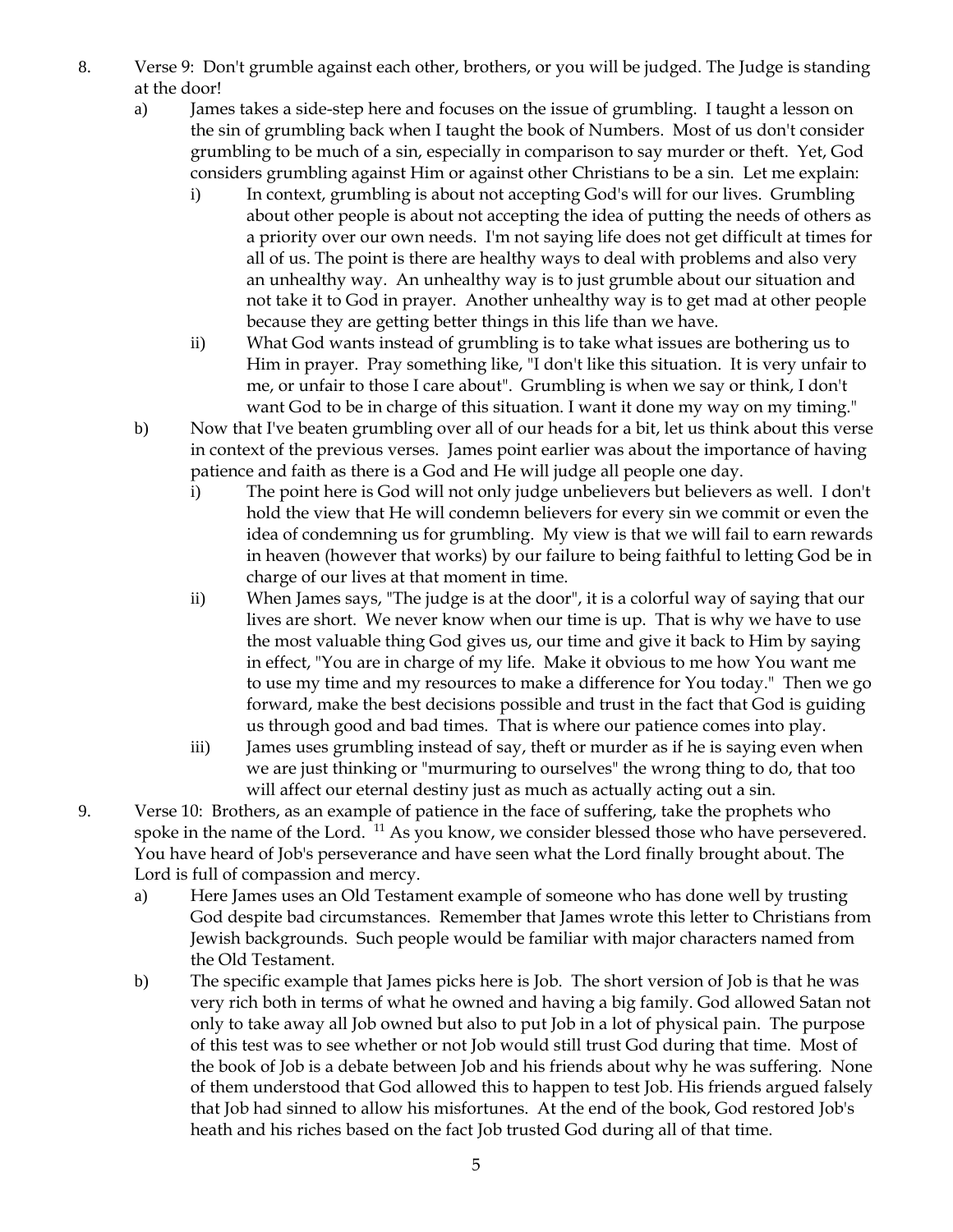8. Verse 9: Don't grumble against each other, brothers, or you will be judged. The Judge is standing at the door!

   a) James takes a side-step here and focuses on the issue of grumbling. I taught a lesson on the sin of grumbling back when I taught the book of Numbers. Most of us don't consider grumbling to be much of a sin, especially in comparison to say murder or theft. Yet, God considers grumbling against Him or against other Christians to be a sin. Let me explain:

      i) In context, grumbling is about not accepting God's will for our lives. Grumbling about other people is about not accepting the idea of putting the needs of others as a priority over our own needs. I'm not saying life does not get difficult at times for all of us. The point is there are healthy ways to deal with problems and also very an unhealthy way. An unhealthy way is to just grumble about our situation and not take it to God in prayer. Another unhealthy way is to get mad at other people because they are getting better things in this life than we have.

      ii) What God wants instead of grumbling is to take what issues are bothering us to Him in prayer. Pray something like, "I don't like this situation. It is very unfair to me, or unfair to those I care about". Grumbling is when we say or think, I don't want God to be in charge of this situation. I want it done my way on my timing."

   b) Now that I've beaten grumbling over all of our heads for a bit, let us think about this verse in context of the previous verses. James point earlier was about the importance of having patience and faith as there is a God and He will judge all people one day.

      i) The point here is God will not only judge unbelievers but believers as well. I don't hold the view that He will condemn believers for every sin we commit or even the idea of condemning us for grumbling. My view is that we will fail to earn rewards in heaven (however that works) by our failure to being faithful to letting God be in charge of our lives at that moment in time.

      ii) When James says, "The judge is at the door", it is a colorful way of saying that our lives are short. We never know when our time is up. That is why we have to use the most valuable thing God gives us, our time and give it back to Him by saying in effect, "You are in charge of my life. Make it obvious to me how You want me to use my time and my resources to make a difference for You today." Then we go forward, make the best decisions possible and trust in the fact that God is guiding us through good and bad times. That is where our patience comes into play.

      iii) James uses grumbling instead of say, theft or murder as if he is saying even when we are just thinking or "murmuring to ourselves" the wrong thing to do, that too will affect our eternal destiny just as much as actually acting out a sin.

9. Verse 10: Brothers, as an example of patience in the face of suffering, take the prophets who spoke in the name of the Lord. [11] As you know, we consider blessed those who have persevered. You have heard of Job's perseverance and have seen what the Lord finally brought about. The Lord is full of compassion and mercy.

   a) Here James uses an Old Testament example of someone who has done well by trusting God despite bad circumstances. Remember that James wrote this letter to Christians from Jewish backgrounds. Such people would be familiar with major characters named from the Old Testament.

   b) The specific example that James picks here is Job. The short version of Job is that he was very rich both in terms of what he owned and having a big family. God allowed Satan not only to take away all Job owned but also to put Job in a lot of physical pain. The purpose of this test was to see whether or not Job would still trust God during that time. Most of the book of Job is a debate between Job and his friends about why he was suffering. None of them understood that God allowed this to happen to test Job. His friends argued falsely that Job had sinned to allow his misfortunes. At the end of the book, God restored Job's heath and his riches based on the fact Job trusted God during all of that time.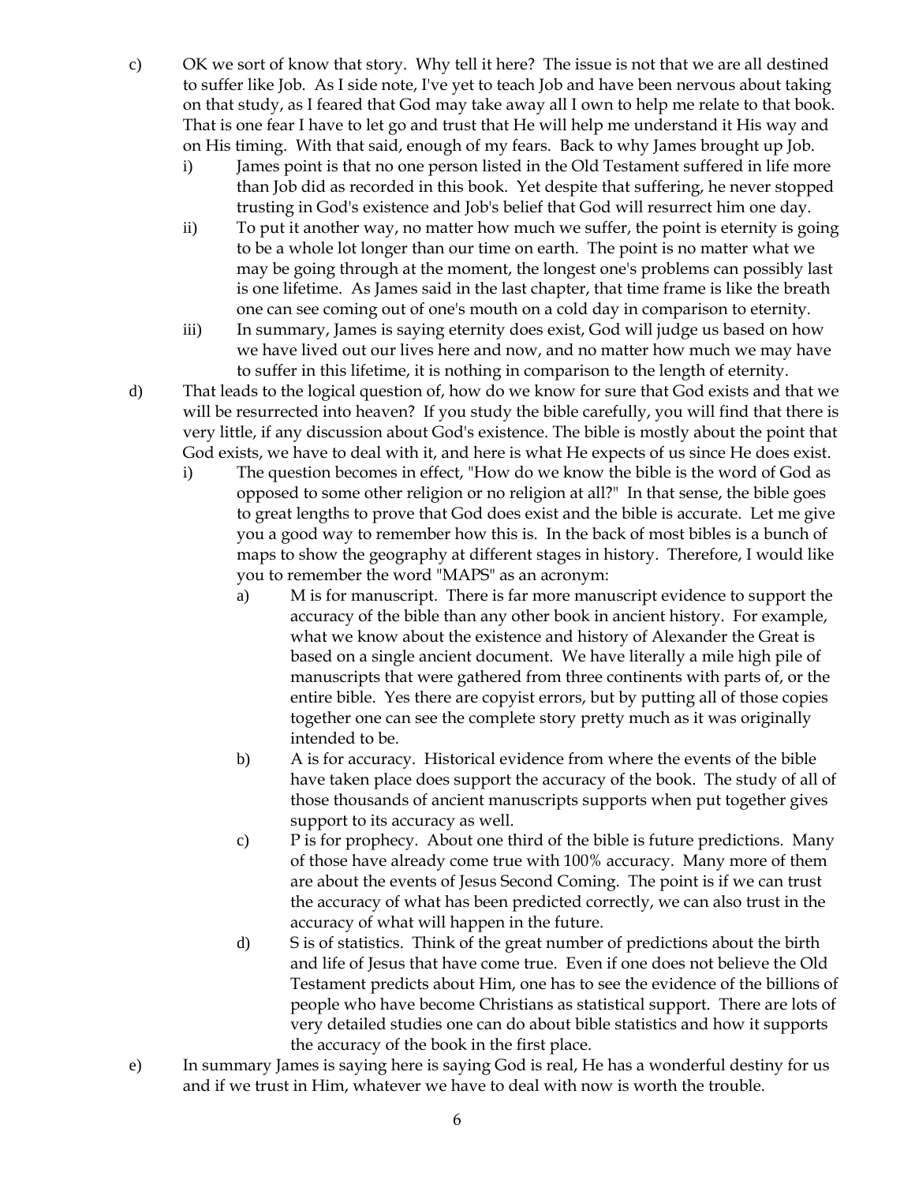c) OK we sort of know that story. Why tell it here? The issue is not that we are all destined to suffer like Job. As I side note, I've yet to teach Job and have been nervous about taking on that study, as I feared that God may take away all I own to help me relate to that book. That is one fear I have to let go and trust that He will help me understand it His way and on His timing. With that said, enough of my fears. Back to why James brought up Job.

   i) James point is that no one person listed in the Old Testament suffered in life more than Job did as recorded in this book. Yet despite that suffering, he never stopped trusting in God's existence and Job's belief that God will resurrect him one day.

   ii) To put it another way, no matter how much we suffer, the point is eternity is going to be a whole lot longer than our time on earth. The point is no matter what we may be going through at the moment, the longest one's problems can possibly last is one lifetime. As James said in the last chapter, that time frame is like the breath one can see coming out of one's mouth on a cold day in comparison to eternity.

   iii) In summary, James is saying eternity does exist, God will judge us based on how we have lived out our lives here and now, and no matter how much we may have to suffer in this lifetime, it is nothing in comparison to the length of eternity.

d) That leads to the logical question of, how do we know for sure that God exists and that we will be resurrected into heaven? If you study the bible carefully, you will find that there is very little, if any discussion about God's existence. The bible is mostly about the point that God exists, we have to deal with it, and here is what He expects of us since He does exist.

   i) The question becomes in effect, "How do we know the bible is the word of God as opposed to some other religion or no religion at all?" In that sense, the bible goes to great lengths to prove that God does exist and the bible is accurate. Let me give you a good way to remember how this is. In the back of most bibles is a bunch of maps to show the geography at different stages in history. Therefore, I would like you to remember the word "MAPS" as an acronym:

      a) M is for manuscript. There is far more manuscript evidence to support the accuracy of the bible than any other book in ancient history. For example, what we know about the existence and history of Alexander the Great is based on a single ancient document. We have literally a mile high pile of manuscripts that were gathered from three continents with parts of, or the entire bible. Yes there are copyist errors, but by putting all of those copies together one can see the complete story pretty much as it was originally intended to be.

      b) A is for accuracy. Historical evidence from where the events of the bible have taken place does support the accuracy of the book. The study of all of those thousands of ancient manuscripts supports when put together gives support to its accuracy as well.

      c) P is for prophecy. About one third of the bible is future predictions. Many of those have already come true with 100% accuracy. Many more of them are about the events of Jesus Second Coming. The point is if we can trust the accuracy of what has been predicted correctly, we can also trust in the accuracy of what will happen in the future.

      d) S is of statistics. Think of the great number of predictions about the birth and life of Jesus that have come true. Even if one does not believe the Old Testament predicts about Him, one has to see the evidence of the billions of people who have become Christians as statistical support. There are lots of very detailed studies one can do about bible statistics and how it supports the accuracy of the book in the first place.

e) In summary James is saying here is saying God is real, He has a wonderful destiny for us and if we trust in Him, whatever we have to deal with now is worth the trouble.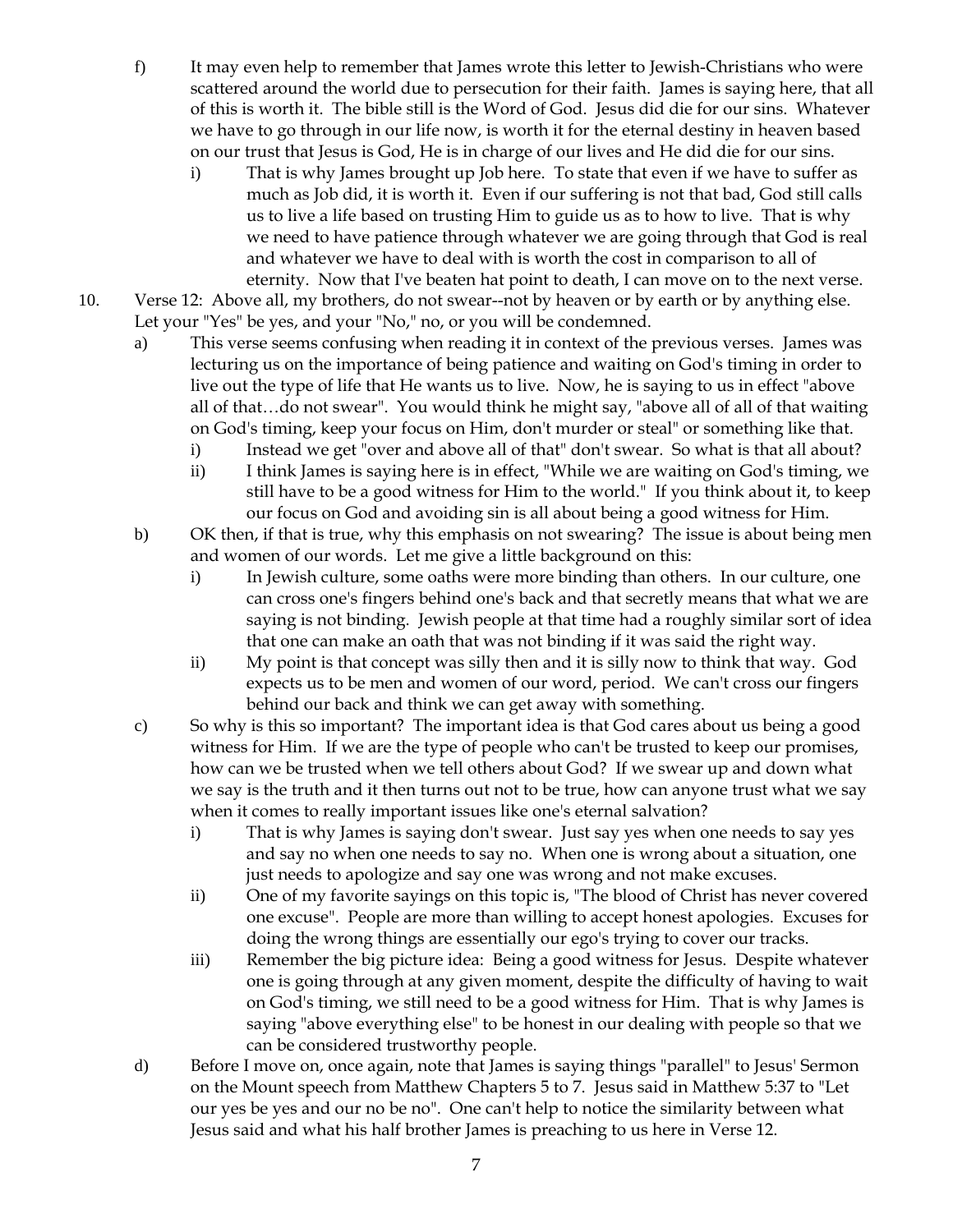f) It may even help to remember that James wrote this letter to Jewish-Christians who were scattered around the world due to persecution for their faith. James is saying here, that all of this is worth it. The bible still is the Word of God. Jesus did die for our sins. Whatever we have to go through in our life now, is worth it for the eternal destiny in heaven based on our trust that Jesus is God, He is in charge of our lives and He did die for our sins.

   i) That is why James brought up Job here. To state that even if we have to suffer as much as Job did, it is worth it. Even if our suffering is not that bad, God still calls us to live a life based on trusting Him to guide us as to how to live. That is why we need to have patience through whatever we are going through that God is real and whatever we have to deal with is worth the cost in comparison to all of eternity. Now that I've beaten hat point to death, I can move on to the next verse.

10. Verse 12: Above all, my brothers, do not swear--not by heaven or by earth or by anything else. Let your "Yes" be yes, and your "No," no, or you will be condemned.

   a) This verse seems confusing when reading it in context of the previous verses. James was lecturing us on the importance of being patience and waiting on God's timing in order to live out the type of life that He wants us to live. Now, he is saying to us in effect "above all of that…do not swear". You would think he might say, "above all of all of that waiting on God's timing, keep your focus on Him, don't murder or steal" or something like that.

      i) Instead we get "over and above all of that" don't swear. So what is that all about?

      ii) I think James is saying here is in effect, "While we are waiting on God's timing, we still have to be a good witness for Him to the world." If you think about it, to keep our focus on God and avoiding sin is all about being a good witness for Him.

   b) OK then, if that is true, why this emphasis on not swearing? The issue is about being men and women of our words. Let me give a little background on this:

      i) In Jewish culture, some oaths were more binding than others. In our culture, one can cross one's fingers behind one's back and that secretly means that what we are saying is not binding. Jewish people at that time had a roughly similar sort of idea that one can make an oath that was not binding if it was said the right way.

      ii) My point is that concept was silly then and it is silly now to think that way. God expects us to be men and women of our word, period. We can't cross our fingers behind our back and think we can get away with something.

   c) So why is this so important? The important idea is that God cares about us being a good witness for Him. If we are the type of people who can't be trusted to keep our promises, how can we be trusted when we tell others about God? If we swear up and down what we say is the truth and it then turns out not to be true, how can anyone trust what we say when it comes to really important issues like one's eternal salvation?

      i) That is why James is saying don't swear. Just say yes when one needs to say yes and say no when one needs to say no. When one is wrong about a situation, one just needs to apologize and say one was wrong and not make excuses.

      ii) One of my favorite sayings on this topic is, "The blood of Christ has never covered one excuse". People are more than willing to accept honest apologies. Excuses for doing the wrong things are essentially our ego's trying to cover our tracks.

      iii) Remember the big picture idea: Being a good witness for Jesus. Despite whatever one is going through at any given moment, despite the difficulty of having to wait on God's timing, we still need to be a good witness for Him. That is why James is saying "above everything else" to be honest in our dealing with people so that we can be considered trustworthy people.

   d) Before I move on, once again, note that James is saying things "parallel" to Jesus' Sermon on the Mount speech from Matthew Chapters 5 to 7. Jesus said in Matthew 5:37 to "Let our yes be yes and our no be no". One can't help to notice the similarity between what Jesus said and what his half brother James is preaching to us here in Verse 12.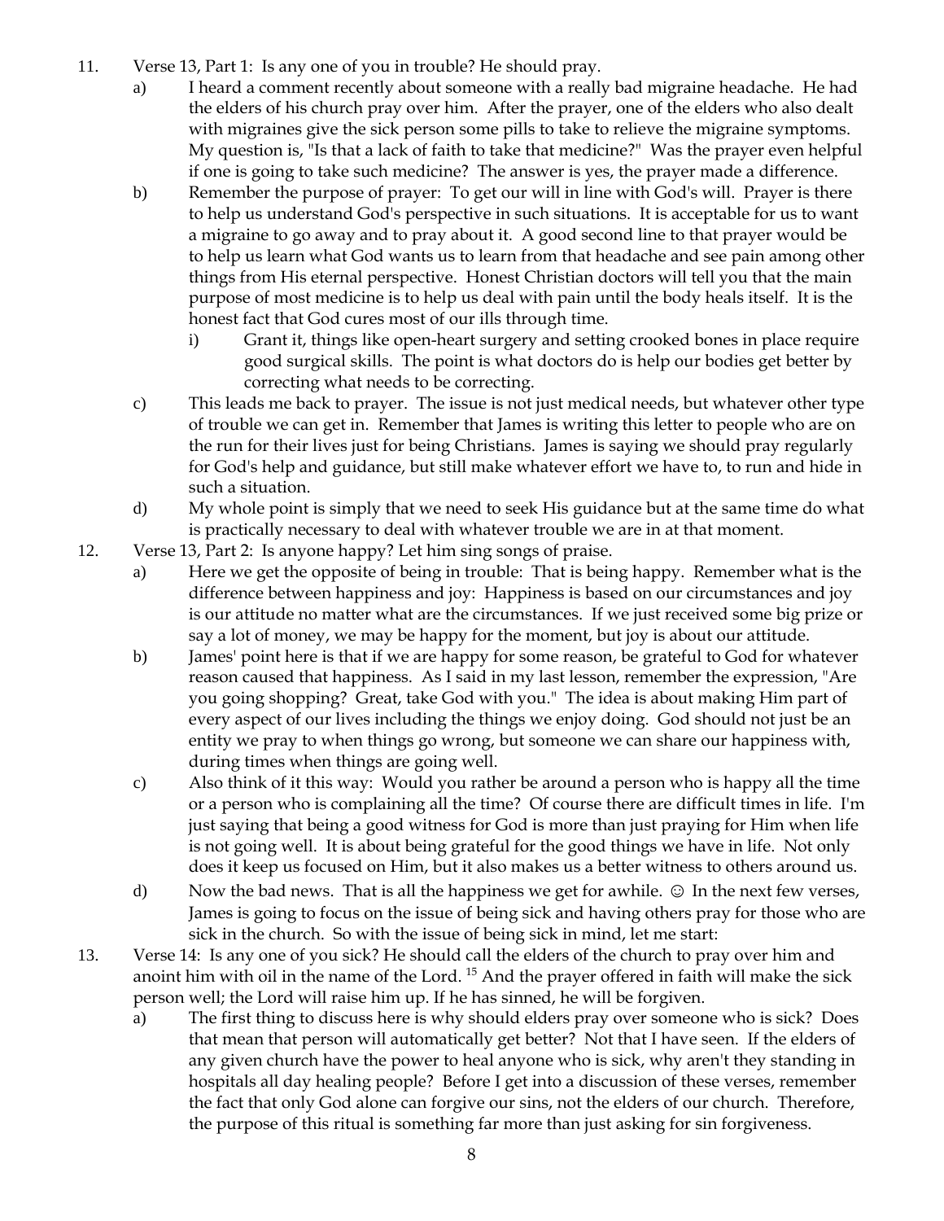11. Verse 13, Part 1: Is any one of you in trouble? He should pray.
    a) I heard a comment recently about someone with a really bad migraine headache. He had the elders of his church pray over him. After the prayer, one of the elders who also dealt with migraines give the sick person some pills to take to relieve the migraine symptoms. My question is, "Is that a lack of faith to take that medicine?" Was the prayer even helpful if one is going to take such medicine? The answer is yes, the prayer made a difference.
    b) Remember the purpose of prayer: To get our will in line with God's will. Prayer is there to help us understand God's perspective in such situations. It is acceptable for us to want a migraine to go away and to pray about it. A good second line to that prayer would be to help us learn what God wants us to learn from that headache and see pain among other things from His eternal perspective. Honest Christian doctors will tell you that the main purpose of most medicine is to help us deal with pain until the body heals itself. It is the honest fact that God cures most of our ills through time.
        i) Grant it, things like open-heart surgery and setting crooked bones in place require good surgical skills. The point is what doctors do is help our bodies get better by correcting what needs to be correcting.
    c) This leads me back to prayer. The issue is not just medical needs, but whatever other type of trouble we can get in. Remember that James is writing this letter to people who are on the run for their lives just for being Christians. James is saying we should pray regularly for God's help and guidance, but still make whatever effort we have to, to run and hide in such a situation.
    d) My whole point is simply that we need to seek His guidance but at the same time do what is practically necessary to deal with whatever trouble we are in at that moment.
12. Verse 13, Part 2: Is anyone happy? Let him sing songs of praise.
    a) Here we get the opposite of being in trouble: That is being happy. Remember what is the difference between happiness and joy: Happiness is based on our circumstances and joy is our attitude no matter what are the circumstances. If we just received some big prize or say a lot of money, we may be happy for the moment, but joy is about our attitude.
    b) James' point here is that if we are happy for some reason, be grateful to God for whatever reason caused that happiness. As I said in my last lesson, remember the expression, "Are you going shopping? Great, take God with you." The idea is about making Him part of every aspect of our lives including the things we enjoy doing. God should not just be an entity we pray to when things go wrong, but someone we can share our happiness with, during times when things are going well.
    c) Also think of it this way: Would you rather be around a person who is happy all the time or a person who is complaining all the time? Of course there are difficult times in life. I'm just saying that being a good witness for God is more than just praying for Him when life is not going well. It is about being grateful for the good things we have in life. Not only does it keep us focused on Him, but it also makes us a better witness to others around us.
    d) Now the bad news. That is all the happiness we get for awhile. ☺ In the next few verses, James is going to focus on the issue of being sick and having others pray for those who are sick in the church. So with the issue of being sick in mind, let me start:
13. Verse 14: Is any one of you sick? He should call the elders of the church to pray over him and anoint him with oil in the name of the Lord. [15] And the prayer offered in faith will make the sick person well; the Lord will raise him up. If he has sinned, he will be forgiven.
    a) The first thing to discuss here is why should elders pray over someone who is sick? Does that mean that person will automatically get better? Not that I have seen. If the elders of any given church have the power to heal anyone who is sick, why aren't they standing in hospitals all day healing people? Before I get into a discussion of these verses, remember the fact that only God alone can forgive our sins, not the elders of our church. Therefore, the purpose of this ritual is something far more than just asking for sin forgiveness.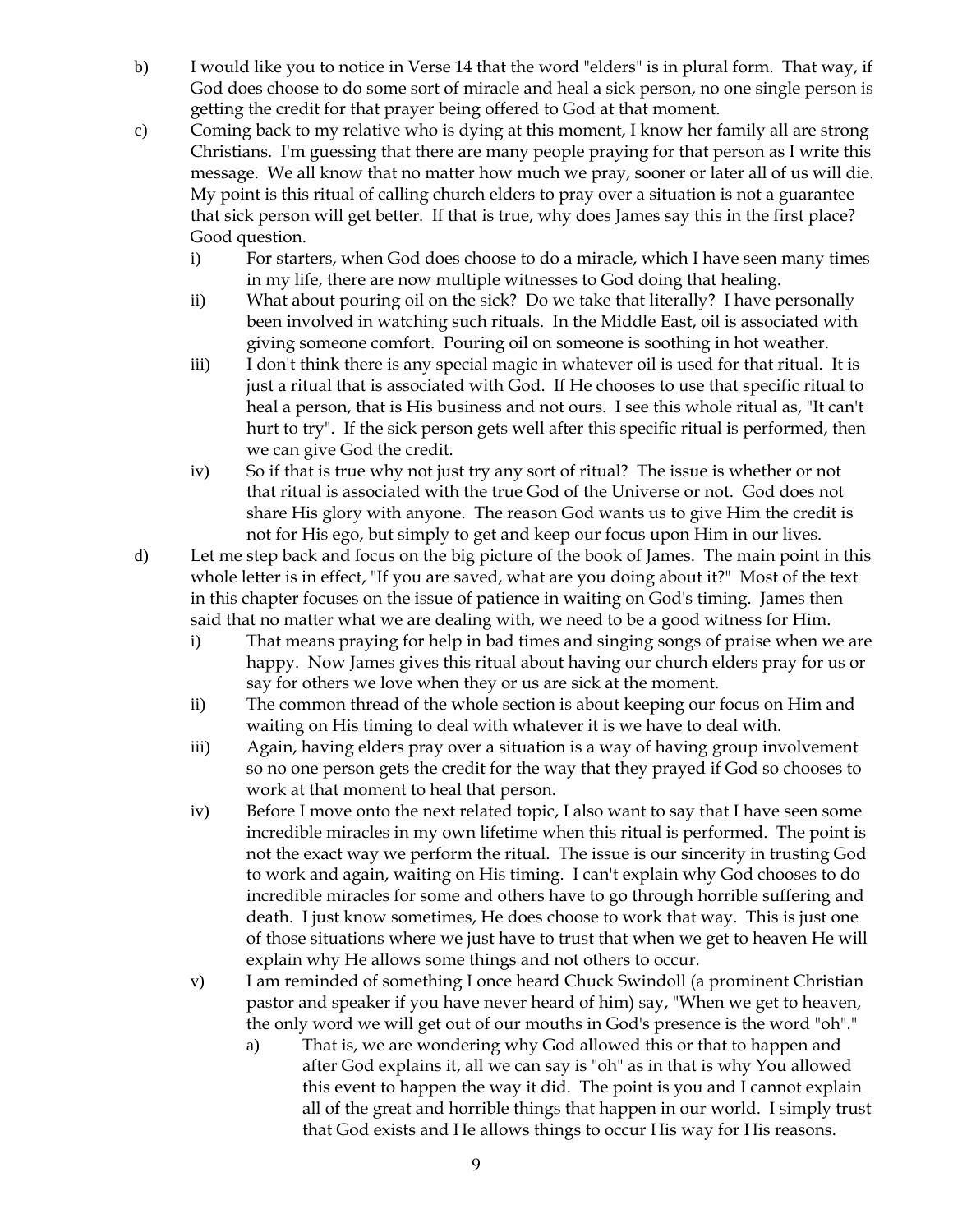b) I would like you to notice in Verse 14 that the word "elders" is in plural form. That way, if God does choose to do some sort of miracle and heal a sick person, no one single person is getting the credit for that prayer being offered to God at that moment.

c) Coming back to my relative who is dying at this moment, I know her family all are strong Christians. I'm guessing that there are many people praying for that person as I write this message. We all know that no matter how much we pray, sooner or later all of us will die. My point is this ritual of calling church elders to pray over a situation is not a guarantee that sick person will get better. If that is true, why does James say this in the first place? Good question.

  i) For starters, when God does choose to do a miracle, which I have seen many times in my life, there are now multiple witnesses to God doing that healing.

  ii) What about pouring oil on the sick? Do we take that literally? I have personally been involved in watching such rituals. In the Middle East, oil is associated with giving someone comfort. Pouring oil on someone is soothing in hot weather.

  iii) I don't think there is any special magic in whatever oil is used for that ritual. It is just a ritual that is associated with God. If He chooses to use that specific ritual to heal a person, that is His business and not ours. I see this whole ritual as, "It can't hurt to try". If the sick person gets well after this specific ritual is performed, then we can give God the credit.

  iv) So if that is true why not just try any sort of ritual? The issue is whether or not that ritual is associated with the true God of the Universe or not. God does not share His glory with anyone. The reason God wants us to give Him the credit is not for His ego, but simply to get and keep our focus upon Him in our lives.

d) Let me step back and focus on the big picture of the book of James. The main point in this whole letter is in effect, "If you are saved, what are you doing about it?" Most of the text in this chapter focuses on the issue of patience in waiting on God's timing. James then said that no matter what we are dealing with, we need to be a good witness for Him.

  i) That means praying for help in bad times and singing songs of praise when we are happy. Now James gives this ritual about having our church elders pray for us or say for others we love when they or us are sick at the moment.

  ii) The common thread of the whole section is about keeping our focus on Him and waiting on His timing to deal with whatever it is we have to deal with.

  iii) Again, having elders pray over a situation is a way of having group involvement so no one person gets the credit for the way that they prayed if God so chooses to work at that moment to heal that person.

  iv) Before I move onto the next related topic, I also want to say that I have seen some incredible miracles in my own lifetime when this ritual is performed. The point is not the exact way we perform the ritual. The issue is our sincerity in trusting God to work and again, waiting on His timing. I can't explain why God chooses to do incredible miracles for some and others have to go through horrible suffering and death. I just know sometimes, He does choose to work that way. This is just one of those situations where we just have to trust that when we get to heaven He will explain why He allows some things and not others to occur.

  v) I am reminded of something I once heard Chuck Swindoll (a prominent Christian pastor and speaker if you have never heard of him) say, "When we get to heaven, the only word we will get out of our mouths in God's presence is the word "oh"."

    a) That is, we are wondering why God allowed this or that to happen and after God explains it, all we can say is "oh" as in that is why You allowed this event to happen the way it did. The point is you and I cannot explain all of the great and horrible things that happen in our world. I simply trust that God exists and He allows things to occur His way for His reasons.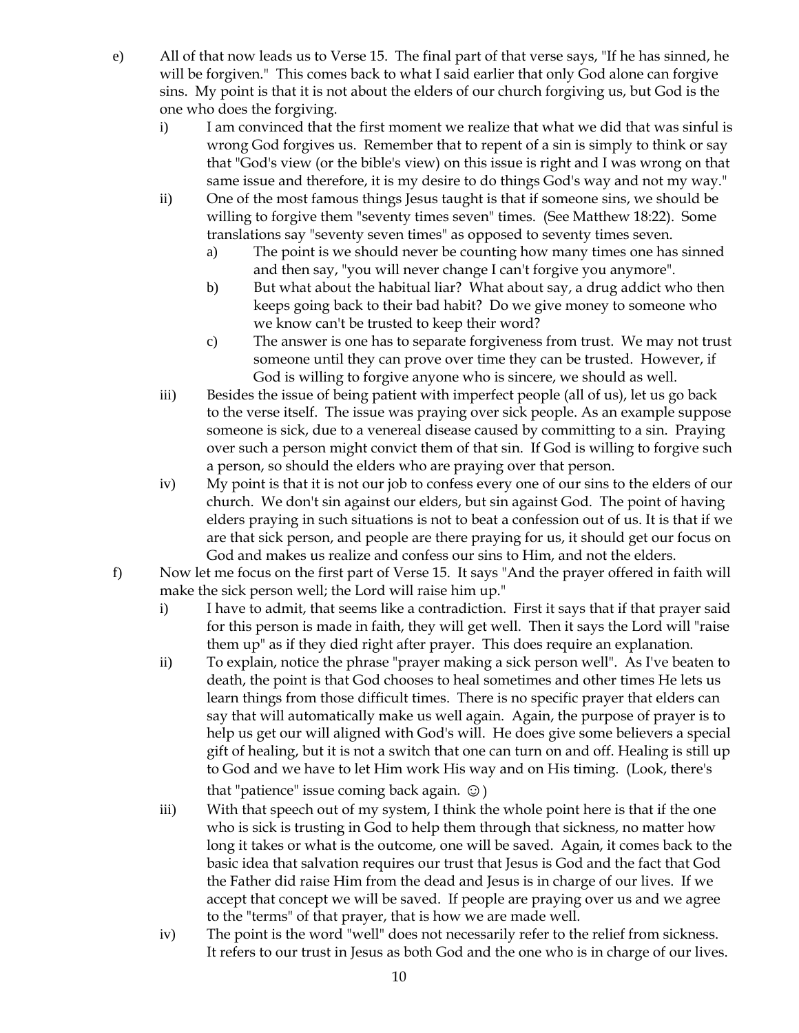e) All of that now leads us to Verse 15. The final part of that verse says, "If he has sinned, he will be forgiven." This comes back to what I said earlier that only God alone can forgive sins. My point is that it is not about the elders of our church forgiving us, but God is the one who does the forgiving.

   i) I am convinced that the first moment we realize that what we did that was sinful is wrong God forgives us. Remember that to repent of a sin is simply to think or say that "God's view (or the bible's view) on this issue is right and I was wrong on that same issue and therefore, it is my desire to do things God's way and not my way."

   ii) One of the most famous things Jesus taught is that if someone sins, we should be willing to forgive them "seventy times seven" times. (See Matthew 18:22). Some translations say "seventy seven times" as opposed to seventy times seven.

      a) The point is we should never be counting how many times one has sinned and then say, "you will never change I can't forgive you anymore".

      b) But what about the habitual liar? What about say, a drug addict who then keeps going back to their bad habit? Do we give money to someone who we know can't be trusted to keep their word?

      c) The answer is one has to separate forgiveness from trust. We may not trust someone until they can prove over time they can be trusted. However, if God is willing to forgive anyone who is sincere, we should as well.

   iii) Besides the issue of being patient with imperfect people (all of us), let us go back to the verse itself. The issue was praying over sick people. As an example suppose someone is sick, due to a venereal disease caused by committing to a sin. Praying over such a person might convict them of that sin. If God is willing to forgive such a person, so should the elders who are praying over that person.

   iv) My point is that it is not our job to confess every one of our sins to the elders of our church. We don't sin against our elders, but sin against God. The point of having elders praying in such situations is not to beat a confession out of us. It is that if we are that sick person, and people are there praying for us, it should get our focus on God and makes us realize and confess our sins to Him, and not the elders.

f) Now let me focus on the first part of Verse 15. It says "And the prayer offered in faith will make the sick person well; the Lord will raise him up."

   i) I have to admit, that seems like a contradiction. First it says that if that prayer said for this person is made in faith, they will get well. Then it says the Lord will "raise them up" as if they died right after prayer. This does require an explanation.

   ii) To explain, notice the phrase "prayer making a sick person well". As I've beaten to death, the point is that God chooses to heal sometimes and other times He lets us learn things from those difficult times. There is no specific prayer that elders can say that will automatically make us well again. Again, the purpose of prayer is to help us get our will aligned with God's will. He does give some believers a special gift of healing, but it is not a switch that one can turn on and off. Healing is still up to God and we have to let Him work His way and on His timing. (Look, there's that "patience" issue coming back again. ☺)

   iii) With that speech out of my system, I think the whole point here is that if the one who is sick is trusting in God to help them through that sickness, no matter how long it takes or what is the outcome, one will be saved. Again, it comes back to the basic idea that salvation requires our trust that Jesus is God and the fact that God the Father did raise Him from the dead and Jesus is in charge of our lives. If we accept that concept we will be saved. If people are praying over us and we agree to the "terms" of that prayer, that is how we are made well.

   iv) The point is the word "well" does not necessarily refer to the relief from sickness. It refers to our trust in Jesus as both God and the one who is in charge of our lives.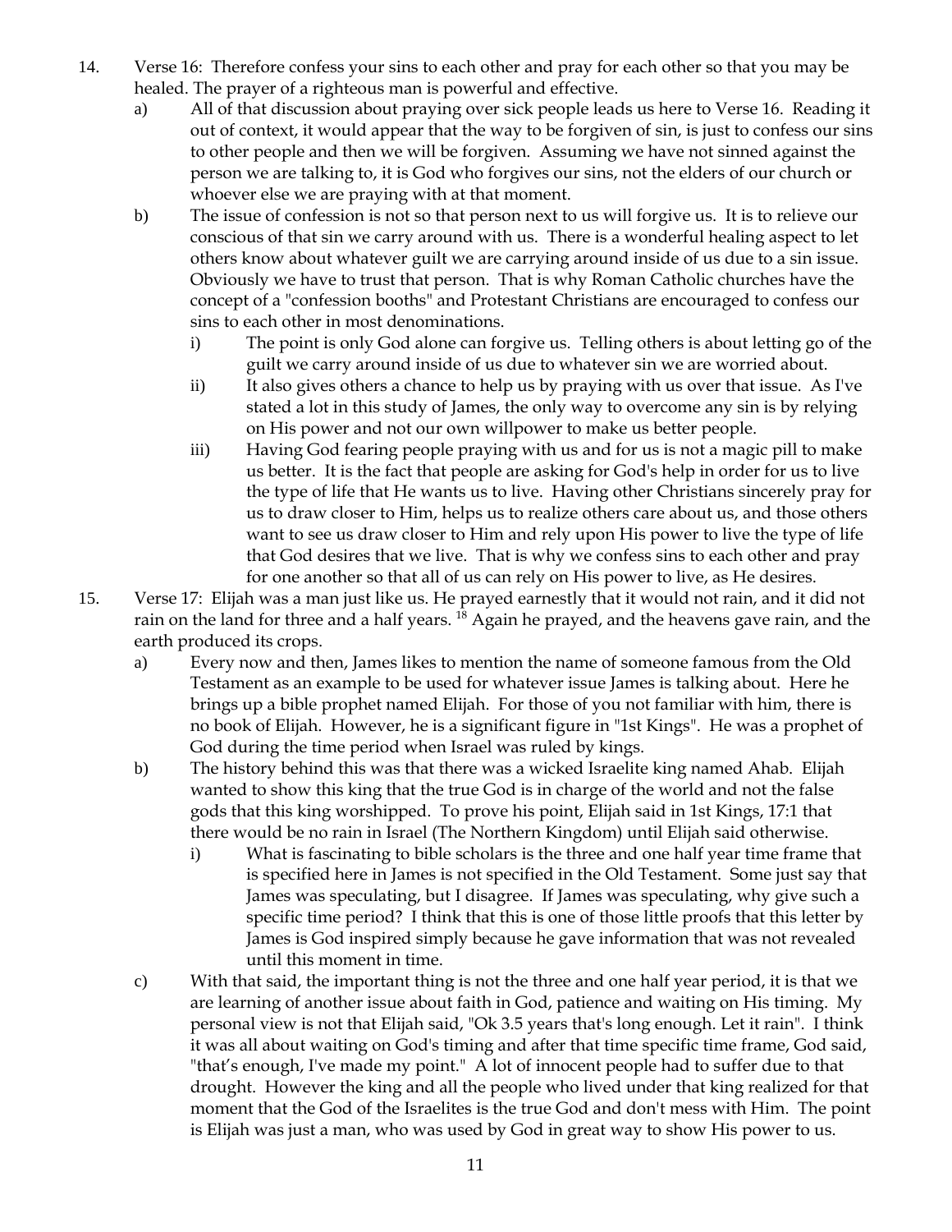14. Verse 16: Therefore confess your sins to each other and pray for each other so that you may be healed. The prayer of a righteous man is powerful and effective.
    a) All of that discussion about praying over sick people leads us here to Verse 16. Reading it out of context, it would appear that the way to be forgiven of sin, is just to confess our sins to other people and then we will be forgiven. Assuming we have not sinned against the person we are talking to, it is God who forgives our sins, not the elders of our church or whoever else we are praying with at that moment.
    b) The issue of confession is not so that person next to us will forgive us. It is to relieve our conscious of that sin we carry around with us. There is a wonderful healing aspect to let others know about whatever guilt we are carrying around inside of us due to a sin issue. Obviously we have to trust that person. That is why Roman Catholic churches have the concept of a "confession booths" and Protestant Christians are encouraged to confess our sins to each other in most denominations.
        i) The point is only God alone can forgive us. Telling others is about letting go of the guilt we carry around inside of us due to whatever sin we are worried about.
        ii) It also gives others a chance to help us by praying with us over that issue. As I've stated a lot in this study of James, the only way to overcome any sin is by relying on His power and not our own willpower to make us better people.
        iii) Having God fearing people praying with us and for us is not a magic pill to make us better. It is the fact that people are asking for God's help in order for us to live the type of life that He wants us to live. Having other Christians sincerely pray for us to draw closer to Him, helps us to realize others care about us, and those others want to see us draw closer to Him and rely upon His power to live the type of life that God desires that we live. That is why we confess sins to each other and pray for one another so that all of us can rely on His power to live, as He desires.
15. Verse 17: Elijah was a man just like us. He prayed earnestly that it would not rain, and it did not rain on the land for three and a half years. [18] Again he prayed, and the heavens gave rain, and the earth produced its crops.
    a) Every now and then, James likes to mention the name of someone famous from the Old Testament as an example to be used for whatever issue James is talking about. Here he brings up a bible prophet named Elijah. For those of you not familiar with him, there is no book of Elijah. However, he is a significant figure in "1st Kings". He was a prophet of God during the time period when Israel was ruled by kings.
    b) The history behind this was that there was a wicked Israelite king named Ahab. Elijah wanted to show this king that the true God is in charge of the world and not the false gods that this king worshipped. To prove his point, Elijah said in 1st Kings, 17:1 that there would be no rain in Israel (The Northern Kingdom) until Elijah said otherwise.
        i) What is fascinating to bible scholars is the three and one half year time frame that is specified here in James is not specified in the Old Testament. Some just say that James was speculating, but I disagree. If James was speculating, why give such a specific time period? I think that this is one of those little proofs that this letter by James is God inspired simply because he gave information that was not revealed until this moment in time.
    c) With that said, the important thing is not the three and one half year period, it is that we are learning of another issue about faith in God, patience and waiting on His timing. My personal view is not that Elijah said, "Ok 3.5 years that's long enough. Let it rain". I think it was all about waiting on God's timing and after that time specific time frame, God said, "that's enough, I've made my point." A lot of innocent people had to suffer due to that drought. However the king and all the people who lived under that king realized for that moment that the God of the Israelites is the true God and don't mess with Him. The point is Elijah was just a man, who was used by God in great way to show His power to us.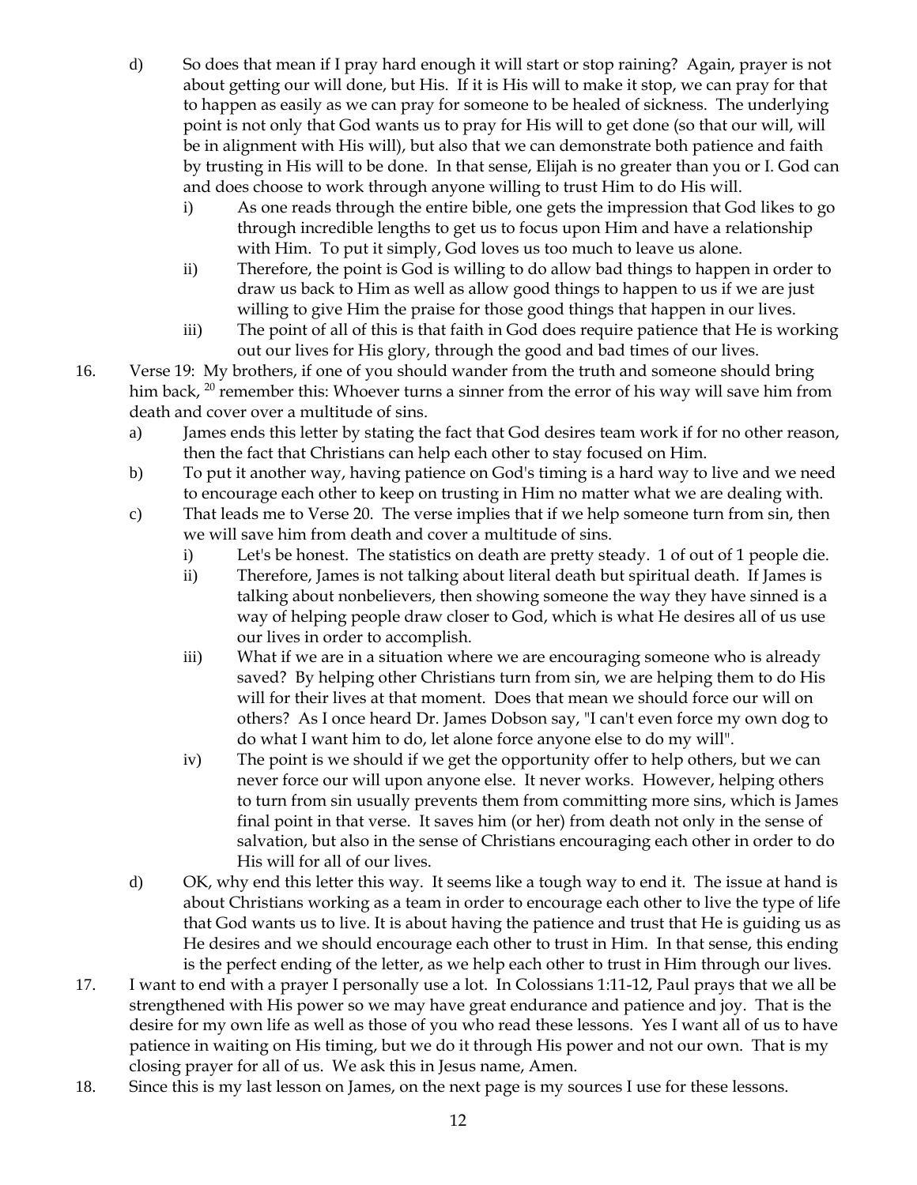d) So does that mean if I pray hard enough it will start or stop raining? Again, prayer is not about getting our will done, but His. If it is His will to make it stop, we can pray for that to happen as easily as we can pray for someone to be healed of sickness. The underlying point is not only that God wants us to pray for His will to get done (so that our will, will be in alignment with His will), but also that we can demonstrate both patience and faith by trusting in His will to be done. In that sense, Elijah is no greater than you or I. God can and does choose to work through anyone willing to trust Him to do His will.

   i) As one reads through the entire bible, one gets the impression that God likes to go through incredible lengths to get us to focus upon Him and have a relationship with Him. To put it simply, God loves us too much to leave us alone.

   ii) Therefore, the point is God is willing to do allow bad things to happen in order to draw us back to Him as well as allow good things to happen to us if we are just willing to give Him the praise for those good things that happen in our lives.

   iii) The point of all of this is that faith in God does require patience that He is working out our lives for His glory, through the good and bad times of our lives.

16. Verse 19: My brothers, if one of you should wander from the truth and someone should bring him back, [20] remember this: Whoever turns a sinner from the error of his way will save him from death and cover over a multitude of sins.

   a) James ends this letter by stating the fact that God desires team work if for no other reason, then the fact that Christians can help each other to stay focused on Him.

   b) To put it another way, having patience on God's timing is a hard way to live and we need to encourage each other to keep on trusting in Him no matter what we are dealing with.

   c) That leads me to Verse 20. The verse implies that if we help someone turn from sin, then we will save him from death and cover a multitude of sins.

      i) Let's be honest. The statistics on death are pretty steady. 1 of out of 1 people die.

      ii) Therefore, James is not talking about literal death but spiritual death. If James is talking about nonbelievers, then showing someone the way they have sinned is a way of helping people draw closer to God, which is what He desires all of us use our lives in order to accomplish.

      iii) What if we are in a situation where we are encouraging someone who is already saved? By helping other Christians turn from sin, we are helping them to do His will for their lives at that moment. Does that mean we should force our will on others? As I once heard Dr. James Dobson say, "I can't even force my own dog to do what I want him to do, let alone force anyone else to do my will".

      iv) The point is we should if we get the opportunity offer to help others, but we can never force our will upon anyone else. It never works. However, helping others to turn from sin usually prevents them from committing more sins, which is James final point in that verse. It saves him (or her) from death not only in the sense of salvation, but also in the sense of Christians encouraging each other in order to do His will for all of our lives.

   d) OK, why end this letter this way. It seems like a tough way to end it. The issue at hand is about Christians working as a team in order to encourage each other to live the type of life that God wants us to live. It is about having the patience and trust that He is guiding us as He desires and we should encourage each other to trust in Him. In that sense, this ending is the perfect ending of the letter, as we help each other to trust in Him through our lives.

17. I want to end with a prayer I personally use a lot. In Colossians 1:11-12, Paul prays that we all be strengthened with His power so we may have great endurance and patience and joy. That is the desire for my own life as well as those of you who read these lessons. Yes I want all of us to have patience in waiting on His timing, but we do it through His power and not our own. That is my closing prayer for all of us. We ask this in Jesus name, Amen.

18. Since this is my last lesson on James, on the next page is my sources I use for these lessons.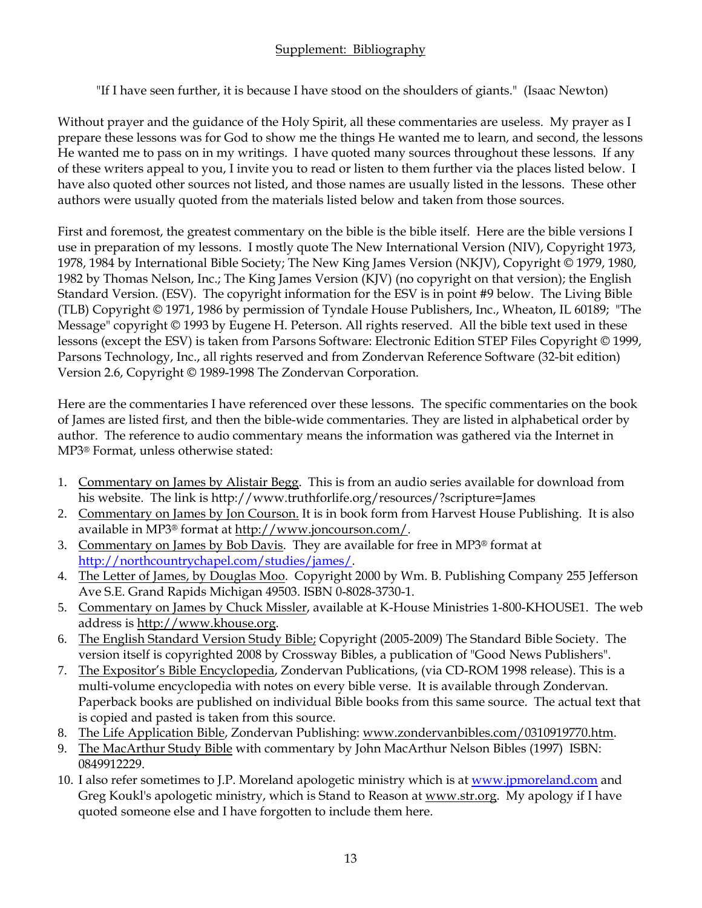## Supplement: Bibliography

"If I have seen further, it is because I have stood on the shoulders of giants." (Isaac Newton)

Without prayer and the guidance of the Holy Spirit, all these commentaries are useless. My prayer as I prepare these lessons was for God to show me the things He wanted me to learn, and second, the lessons He wanted me to pass on in my writings. I have quoted many sources throughout these lessons. If any of these writers appeal to you, I invite you to read or listen to them further via the places listed below. I have also quoted other sources not listed, and those names are usually listed in the lessons. These other authors were usually quoted from the materials listed below and taken from those sources.

First and foremost, the greatest commentary on the bible is the bible itself. Here are the bible versions I use in preparation of my lessons. I mostly quote The New International Version (NIV), Copyright 1973, 1978, 1984 by International Bible Society; The New King James Version (NKJV), Copyright © 1979, 1980, 1982 by Thomas Nelson, Inc.; The King James Version (KJV) (no copyright on that version); the English Standard Version. (ESV). The copyright information for the ESV is in point #9 below. The Living Bible (TLB) Copyright © 1971, 1986 by permission of Tyndale House Publishers, Inc., Wheaton, IL 60189; "The Message" copyright © 1993 by Eugene H. Peterson. All rights reserved. All the bible text used in these lessons (except the ESV) is taken from Parsons Software: Electronic Edition STEP Files Copyright © 1999, Parsons Technology, Inc., all rights reserved and from Zondervan Reference Software (32-bit edition) Version 2.6, Copyright © 1989-1998 The Zondervan Corporation.

Here are the commentaries I have referenced over these lessons. The specific commentaries on the book of James are listed first, and then the bible-wide commentaries. They are listed in alphabetical order by author. The reference to audio commentary means the information was gathered via the Internet in MP3® Format, unless otherwise stated:

1. Commentary on James by Alistair Begg. This is from an audio series available for download from his website. The link is http://www.truthforlife.org/resources/?scripture=James
2. Commentary on James by Jon Courson. It is in book form from Harvest House Publishing. It is also available in MP3® format at http://www.joncourson.com/.
3. Commentary on James by Bob Davis. They are available for free in MP3® format at http://northcountrychapel.com/studies/james/.
4. The Letter of James, by Douglas Moo. Copyright 2000 by Wm. B. Publishing Company 255 Jefferson Ave S.E. Grand Rapids Michigan 49503. ISBN 0-8028-3730-1.
5. Commentary on James by Chuck Missler, available at K-House Ministries 1-800-KHOUSE1. The web address is http://www.khouse.org.
6. The English Standard Version Study Bible; Copyright (2005-2009) The Standard Bible Society. The version itself is copyrighted 2008 by Crossway Bibles, a publication of "Good News Publishers".
7. The Expositor's Bible Encyclopedia, Zondervan Publications, (via CD-ROM 1998 release). This is a multi-volume encyclopedia with notes on every bible verse. It is available through Zondervan. Paperback books are published on individual Bible books from this same source. The actual text that is copied and pasted is taken from this source.
8. The Life Application Bible, Zondervan Publishing: www.zondervanbibles.com/0310919770.htm.
9. The MacArthur Study Bible with commentary by John MacArthur Nelson Bibles (1997) ISBN: 0849912229.
10. I also refer sometimes to J.P. Moreland apologetic ministry which is at www.jpmoreland.com and Greg Koukl's apologetic ministry, which is Stand to Reason at www.str.org. My apology if I have quoted someone else and I have forgotten to include them here.